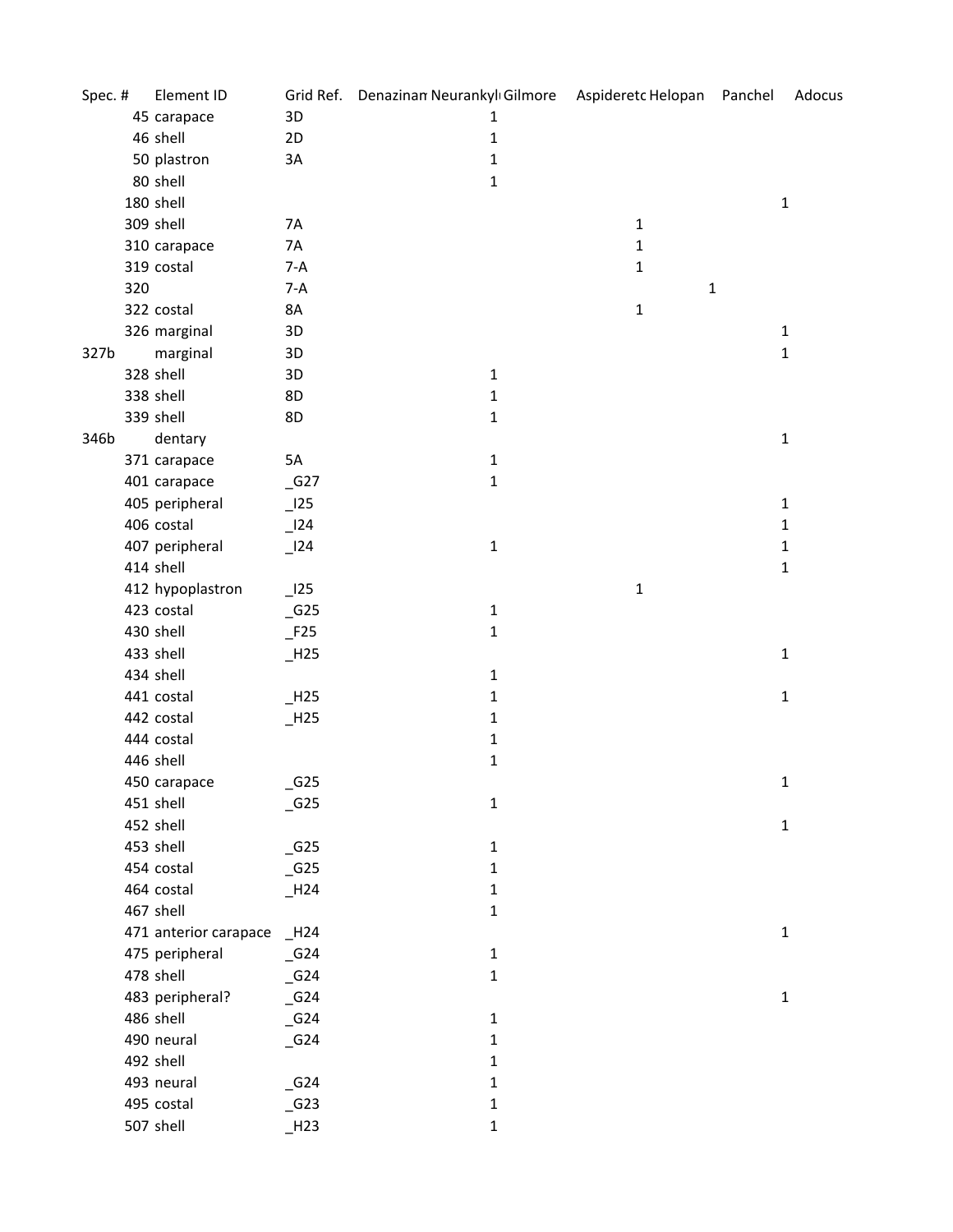| Spec. # | Element ID | Grid Ref. | Denazinan | Neurankyl | Gilmore | Aspideretc | Helopan | Panchel | Adocus |
|---|---|---|---|---|---|---|---|---|---|
| 45 | carapace | 3D | | 1 | | | | | |
| 46 | shell | 2D | | 1 | | | | | |
| 50 | plastron | 3A | | 1 | | | | | |
| 80 | shell | | | 1 | | | | | |
| 180 | shell | | | | | | | 1 | |
| 309 | shell | 7A | | | | 1 | | | |
| 310 | carapace | 7A | | | | 1 | | | |
| 319 | costal | 7-A | | | | 1 | | | |
| 320 | | 7-A | | | | | 1 | | |
| 322 | costal | 8A | | | | 1 | | | |
| 326 | marginal | 3D | | | | | | 1 | |
| 327b | marginal | 3D | | | | | | 1 | |
| 328 | shell | 3D | | 1 | | | | | |
| 338 | shell | 8D | | 1 | | | | | |
| 339 | shell | 8D | | 1 | | | | | |
| 346b | dentary | | | | | | | 1 | |
| 371 | carapace | 5A | | 1 | | | | | |
| 401 | carapace | _G27 | | 1 | | | | | |
| 405 | peripheral | _I25 | | | | | | 1 | |
| 406 | costal | _I24 | | | | | | 1 | |
| 407 | peripheral | _I24 | | 1 | | | | 1 | |
| 414 | shell | | | | | | | 1 | |
| 412 | hypoplastron | _I25 | | | | 1 | | | |
| 423 | costal | _G25 | | 1 | | | | | |
| 430 | shell | _F25 | | 1 | | | | | |
| 433 | shell | _H25 | | | | | | 1 | |
| 434 | shell | | | 1 | | | | | |
| 441 | costal | _H25 | | 1 | | | | 1 | |
| 442 | costal | _H25 | | 1 | | | | | |
| 444 | costal | | | 1 | | | | | |
| 446 | shell | | | 1 | | | | | |
| 450 | carapace | _G25 | | | | | | 1 | |
| 451 | shell | _G25 | | 1 | | | | | |
| 452 | shell | | | | | | | 1 | |
| 453 | shell | _G25 | | 1 | | | | | |
| 454 | costal | _G25 | | 1 | | | | | |
| 464 | costal | _H24 | | 1 | | | | | |
| 467 | shell | | | 1 | | | | | |
| 471 | anterior carapace | _H24 | | | | | | 1 | |
| 475 | peripheral | _G24 | | 1 | | | | | |
| 478 | shell | _G24 | | 1 | | | | | |
| 483 | peripheral? | _G24 | | | | | | 1 | |
| 486 | shell | _G24 | | 1 | | | | | |
| 490 | neural | _G24 | | 1 | | | | | |
| 492 | shell | | | 1 | | | | | |
| 493 | neural | _G24 | | 1 | | | | | |
| 495 | costal | _G23 | | 1 | | | | | |
| 507 | shell | _H23 | | 1 | | | | | |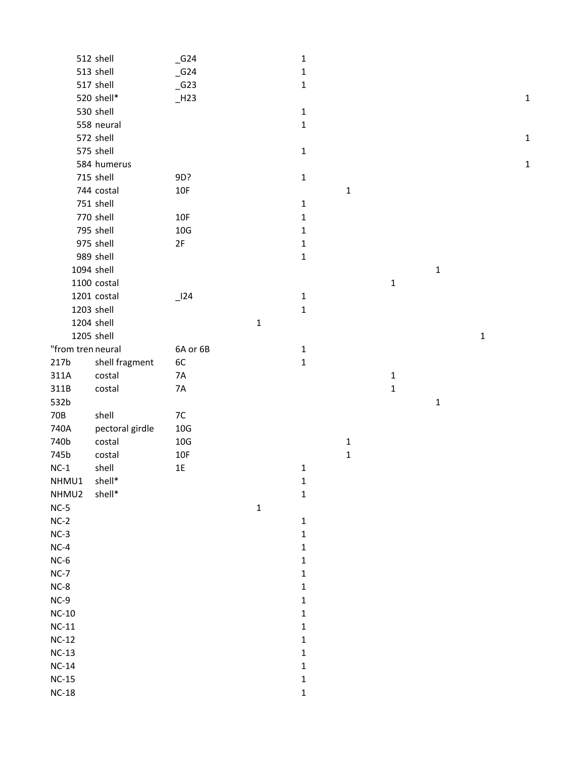| | | | | | | | | | |
|---|---|---|---|---|---|---|---|---|---|
| 512 | shell | _G24 | | 1 | | | | | |
| 513 | shell | _G24 | | 1 | | | | | |
| 517 | shell | _G23 | | 1 | | | | | |
| 520 | shell* | _H23 | | | | | | | 1 |
| 530 | shell | | | 1 | | | | | |
| 558 | neural | | | 1 | | | | | |
| 572 | shell | | | | | | | | 1 |
| 575 | shell | | | 1 | | | | | |
| 584 | humerus | | | | | | | | 1 |
| 715 | shell | 9D? | | 1 | | | | | |
| 744 | costal | 10F | | | 1 | | | | |
| 751 | shell | | | 1 | | | | | |
| 770 | shell | 10F | | 1 | | | | | |
| 795 | shell | 10G | | 1 | | | | | |
| 975 | shell | 2F | | 1 | | | | | |
| 989 | shell | | | 1 | | | | | |
| 1094 | shell | | | | | | 1 | | |
| 1100 | costal | | | | | 1 | | | |
| 1201 | costal | _I24 | | 1 | | | | | |
| 1203 | shell | | | 1 | | | | | |
| 1204 | shell | | 1 | | | | | | |
| 1205 | shell | | | | | | | 1 | |
| "from tren | neural | 6A or 6B | | 1 | | | | | |
| 217b | shell fragment | 6C | | 1 | | | | | |
| 311A | costal | 7A | | | | 1 | | | |
| 311B | costal | 7A | | | | 1 | | | |
| 532b | | | | | | | 1 | | |
| 70B | shell | 7C | | | | | | | |
| 740A | pectoral girdle | 10G | | | | | | | |
| 740b | costal | 10G | | | 1 | | | | |
| 745b | costal | 10F | | | 1 | | | | |
| NC-1 | shell | 1E | | 1 | | | | | |
| NHMU1 | shell* | | | 1 | | | | | |
| NHMU2 | shell* | | | 1 | | | | | |
| NC-5 | | | 1 | | | | | | |
| NC-2 | | | | 1 | | | | | |
| NC-3 | | | | 1 | | | | | |
| NC-4 | | | | 1 | | | | | |
| NC-6 | | | | 1 | | | | | |
| NC-7 | | | | 1 | | | | | |
| NC-8 | | | | 1 | | | | | |
| NC-9 | | | | 1 | | | | | |
| NC-10 | | | | 1 | | | | | |
| NC-11 | | | | 1 | | | | | |
| NC-12 | | | | 1 | | | | | |
| NC-13 | | | | 1 | | | | | |
| NC-14 | | | | 1 | | | | | |
| NC-15 | | | | 1 | | | | | |
| NC-18 | | | | 1 | | | | | |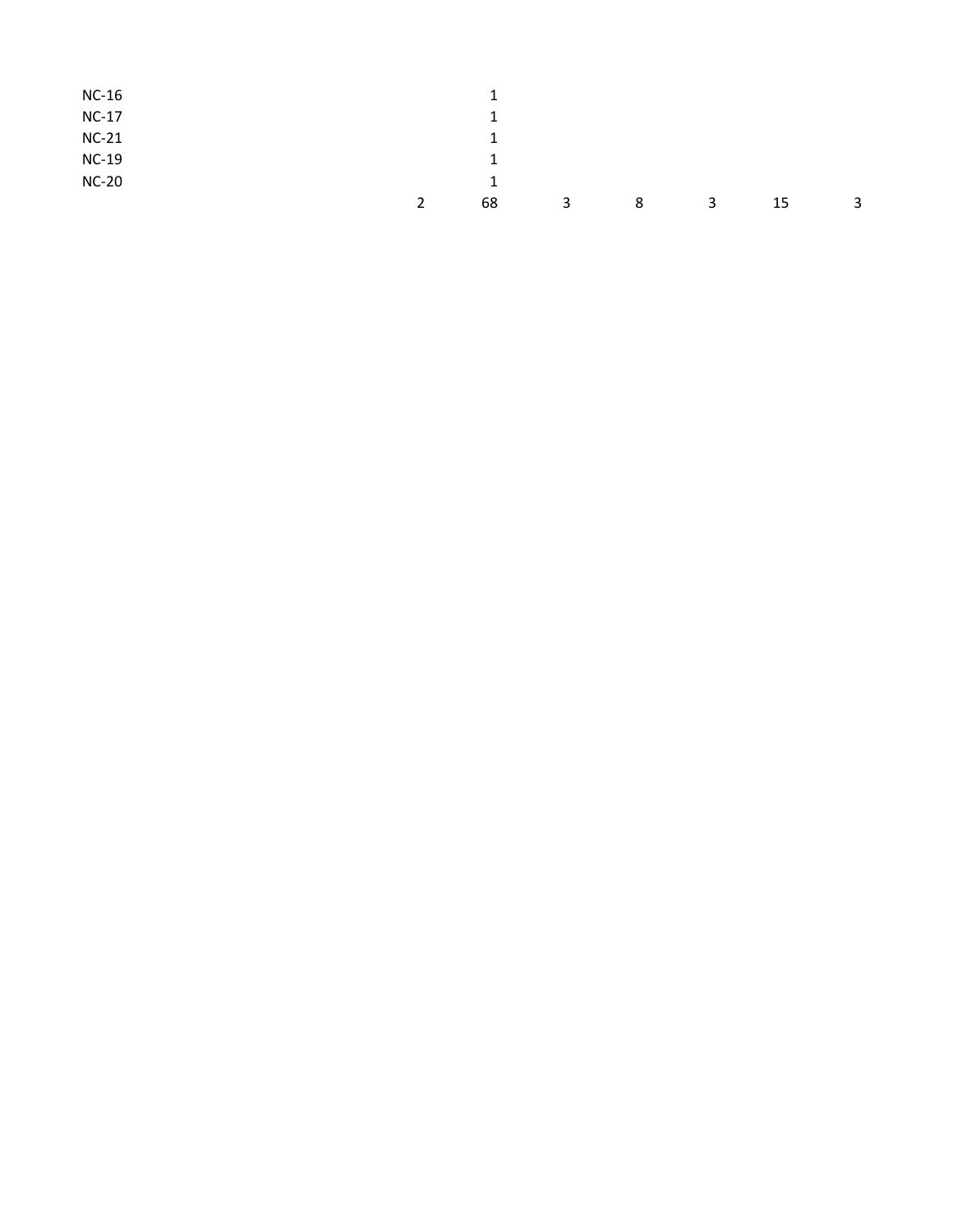| | | | | | | | |
|---|---|---|---|---|---|---|---|
| NC-16 | | 1 | | | | | |
| NC-17 | | 1 | | | | | |
| NC-21 | | 1 | | | | | |
| NC-19 | | 1 | | | | | |
| NC-20 | | 1 | | | | | |
| | 2 | 68 | 3 | 8 | 3 | 15 | 3 |